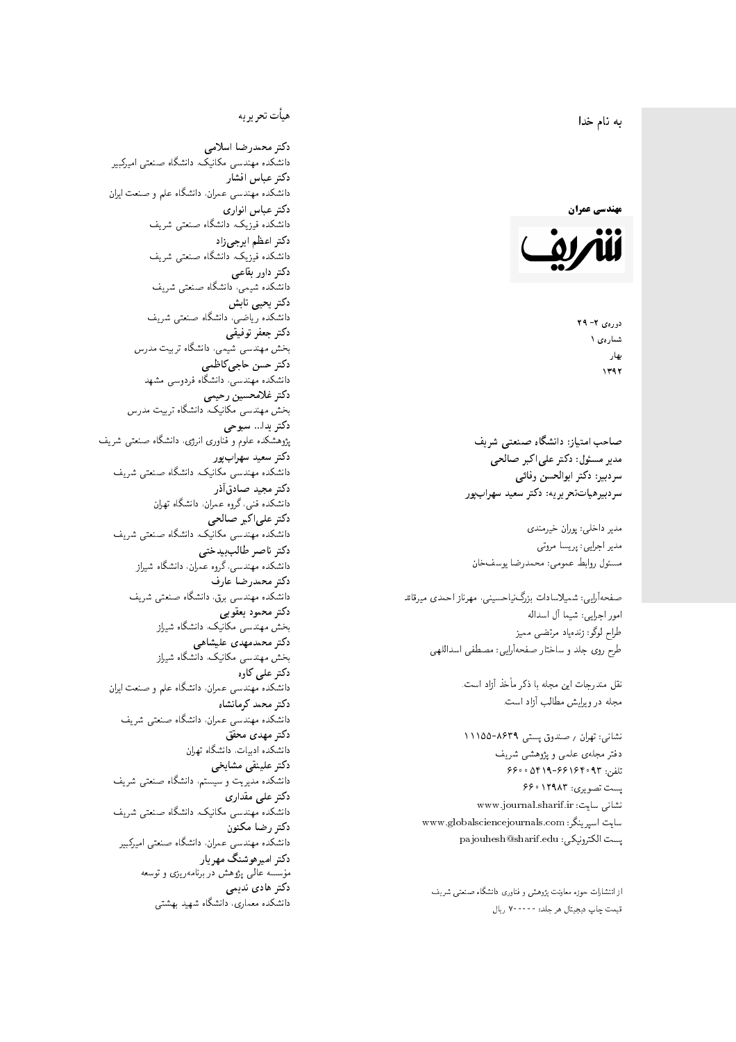به نام خدا

مهندسی عمران

شریف

دوره‌ی ۲- ۲۹
شماره‌ی ۱
بهار
۱۳۹۲

**صاحب امتیاز: دانشگاه صنعتی شریف**
**مدیر مسئول: دکتر علی‌اکبر صالحی**
**سردبیر: دکتر ابوالحسن وفائی**
**سردبیرهیأت‌تحریریه: دکتر سعید سهراب‌پور**

مدیر داخلی: پوران خیرمندی
مدیر اجرایی: پریسا مروتی
مسئول روابط عمومی: محمدرضا یوسف‌خان

صفحه‌آرایی: شمیلاسادات بزرگ‌نیاحسینی، مهرناز احمدی میرقائد
امور اجرایی: شیما آل اسداله
طراح لوگو: زنده‌یاد مرتضی ممیز
طرح روی جلد و ساختار صفحه‌آرایی: مصطفی اسداللهی

نقل مندرجات این مجله با ذکر مأخذ آزاد است.
مجله در ویرایش مطالب آزاد است.

نشانی: تهران / صندوق پستی ۸۶۳۹-۱۱۱۵۵
دفتر مجله‌ی علمی و پژوهشی شریف
تلفن: ۶۶۱۶۴۰۹۳-۶۶۰۰۵۴۱۹
پست تصویری: ۶۶۰۱۲۹۸۳
نشانی سایت: www.journal.sharif.ir
سایت اسپرینگر: www.globalsciencejournals.com
پست الکترونیکی: pajouhesh@sharif.edu

از انتشارات حوزه معاونت پژوهش و فناوری دانشگاه صنعتی شریف
قیمت چاپ دیجیتال هر جلد: ۷۰۰۰۰ ریال

## هیأت تحریریه

**دکتر محمدرضا اسلامی**
دانشکده مهندسی مکانیک، دانشگاه صنعتی امیرکبیر
**دکتر عباس افشار**
دانشکده مهندسی عمران، دانشگاه علم و صنعت ایران
**دکتر عباس انواری**
دانشکده فیزیک، دانشگاه صنعتی شریف
**دکتر اعظم ایرجی‌زاد**
دانشکده فیزیک، دانشگاه صنعتی شریف
**دکتر داور بقاعی**
دانشکده شیمی، دانشگاه صنعتی شریف
**دکتر یحیی تابش**
دانشکده ریاضی، دانشگاه صنعتی شریف
**دکتر جعفر توفیقی**
بخش مهندسی شیمی، دانشگاه تربیت مدرس
**دکتر حسن حاجی‌کاظمی**
دانشکده مهندسی، دانشگاه فردوسی مشهد
**دکتر غلامحسین رحیمی**
بخش مهندسی مکانیک، دانشگاه تربیت مدرس
**دکتر یدا... سبوحی**
پژوهشکده علوم و فناوری انرژی، دانشگاه صنعتی شریف
**دکتر سعید سهراب‌پور**
دانشکده مهندسی مکانیک، دانشگاه صنعتی شریف
**دکتر مجید صادق‌آذر**
دانشکده فنی، گروه عمران، دانشگاه تهران
**دکتر علی‌اکبر صالحی**
دانشکده مهندسی مکانیک، دانشگاه صنعتی شریف
**دکتر ناصر طالب‌بیدختی**
دانشکده مهندسی، گروه عمران، دانشگاه شیراز
**دکتر محمدرضا عارف**
دانشکده مهندسی برق، دانشگاه صنعتی شریف
**دکتر محمود یعقوبی**
بخش مهندسی مکانیک، دانشگاه شیراز
**دکتر محمدمهدی علیشاهی**
بخش مهندسی مکانیک، دانشگاه شیراز
**دکتر علی کاوه**
دانشکده مهندسی عمران، دانشگاه علم و صنعت ایران
**دکتر محمد کرمانشاه**
دانشکده مهندسی عمران، دانشگاه صنعتی شریف
**دکتر مهدی محقق**
دانشکده ادبیات، دانشگاه تهران
**دکتر علینقی مشایخی**
دانشکده مدیریت و سیستم، دانشگاه صنعتی شریف
**دکتر علی مقداری**
دانشکده مهندسی مکانیک، دانشگاه صنعتی شریف
**دکتر رضا مکنون**
دانشکده مهندسی عمران، دانشگاه صنعتی امیرکبیر
**دکتر امیرهوشنگ مهریار**
مؤسسه عالی پژوهش در برنامه‌ریزی و توسعه
**دکتر هادی ندیمی**
دانشکده معماری، دانشگاه شهید بهشتی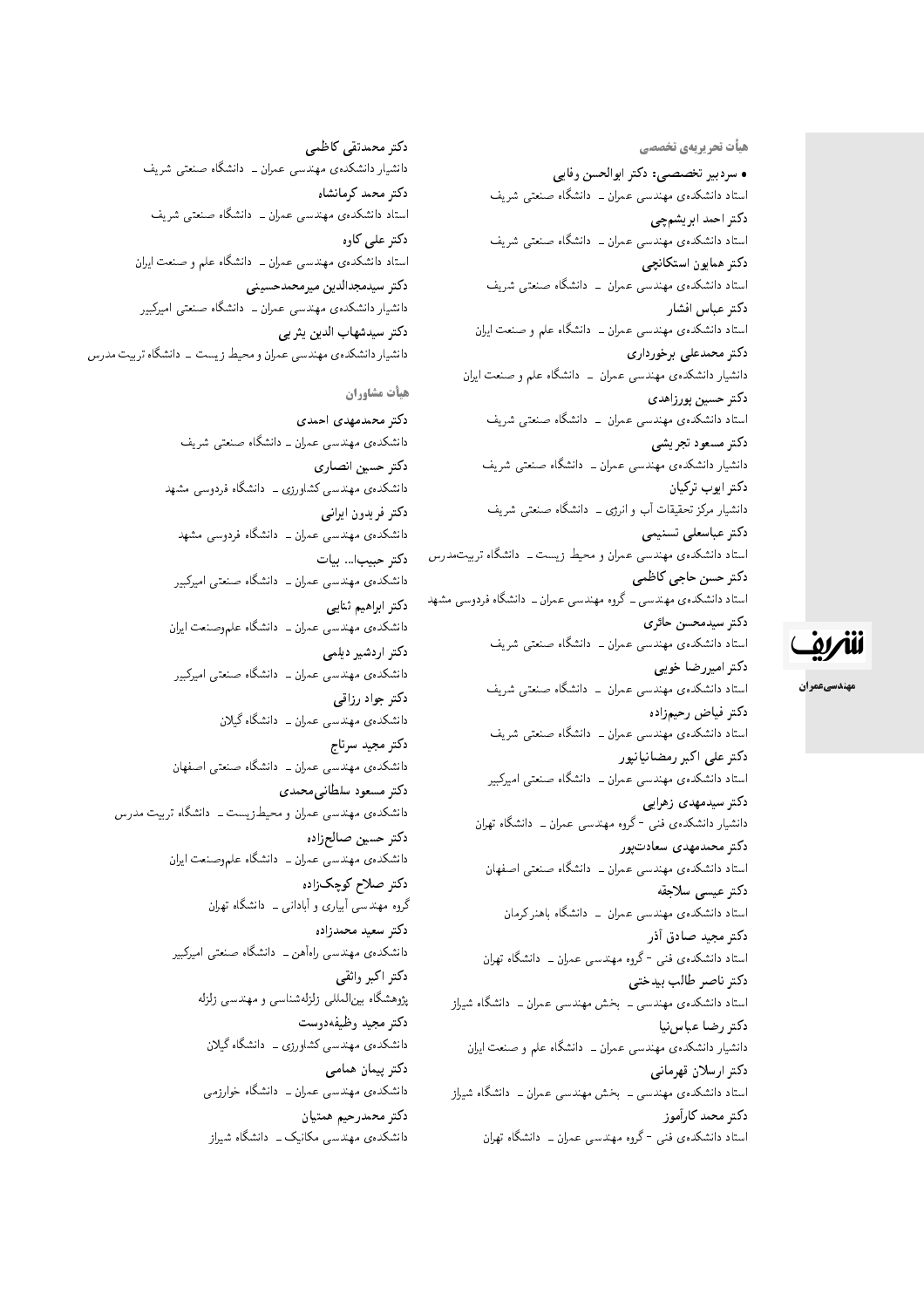### هیأت تحریریه‌ی تخصصی

• **سردبیر تخصصی: دکتر ابوالحسن وفایی**
استاد دانشکده‌ی مهندسی عمران ــ دانشگاه صنعتی شریف

**دکتر احمد ابریشم‌چی**
استاد دانشکده‌ی مهندسی عمران ــ دانشگاه صنعتی شریف

**دکتر همایون استکانچی**
استاد دانشکده‌ی مهندسی عمران ــ دانشگاه صنعتی شریف

**دکتر عباس افشار**
استاد دانشکده‌ی مهندسی عمران ــ دانشگاه علم و صنعت ایران

**دکتر محمدعلی برخورداری**
دانشیار دانشکده‌ی مهندسی عمران ــ دانشگاه علم و صنعت ایران

**دکتر حسین پورزاهدی**
استاد دانشکده‌ی مهندسی عمران ــ دانشگاه صنعتی شریف

**دکتر مسعود تجریشی**
دانشیار دانشکده‌ی مهندسی عمران ــ دانشگاه صنعتی شریف

**دکتر ایوب ترکیان**
دانشیار مرکز تحقیقات آب و انرژی ــ دانشگاه صنعتی شریف

**دکتر عباسعلی تسنیمی**
استاد دانشکده‌ی مهندسی عمران و محیط زیست ــ دانشگاه تربیت‌مدرس

**دکتر حسن حاجی کاظمی**
استاد دانشکده‌ی مهندسی ــ گروه مهندسی عمران ــ دانشگاه فردوسی مشهد

**دکتر سیدمحسن حائری**
استاد دانشکده‌ی مهندسی عمران ــ دانشگاه صنعتی شریف

**دکتر امیررضا خویی**
استاد دانشکده‌ی مهندسی عمران ــ دانشگاه صنعتی شریف

**دکتر فیاض رحیم‌زاده**
استاد دانشکده‌ی مهندسی عمران ــ دانشگاه صنعتی شریف

**دکتر علی اکبر رمضانیانپور**
استاد دانشکده‌ی مهندسی عمران ــ دانشگاه صنعتی امیرکبیر

**دکتر سیدمهدی زهرایی**
دانشیار دانشکده‌ی فنی - گروه مهندسی عمران ــ دانشگاه تهران

**دکتر محمدمهدی سعادت‌پور**
استاد دانشکده‌ی مهندسی عمران ــ دانشگاه صنعتی اصفهان

**دکتر عیسی سلاجقه**
استاد دانشکده‌ی مهندسی عمران ــ دانشگاه باهنر کرمان

**دکتر مجید صادق آذر**
استاد دانشکده‌ی فنی - گروه مهندسی عمران ــ دانشگاه تهران

**دکتر ناصر طالب بیدختی**
استاد دانشکده‌ی مهندسی ــ بخش مهندسی عمران ــ دانشگاه شیراز

**دکتر رضا عباس‌نیا**
دانشیار دانشکده‌ی مهندسی عمران ــ دانشگاه علم و صنعت ایران

**دکتر ارسلان قهرمانی**
استاد دانشکده‌ی مهندسی ــ بخش مهندسی عمران ــ دانشگاه شیراز

**دکتر محمد کارآموز**
استاد دانشکده‌ی فنی - گروه مهندسی عمران ــ دانشگاه تهران

**دکتر محمدتقی کاظمی**
دانشیار دانشکده‌ی مهندسی عمران ــ دانشگاه صنعتی شریف

**دکتر محمد کرمانشاه**
استاد دانشکده‌ی مهندسی عمران ــ دانشگاه صنعتی شریف

**دکتر علی کاوه**
استاد دانشکده‌ی مهندسی عمران ــ دانشگاه علم و صنعت ایران

**دکتر سیدمجدالدین میرمحمدحسینی**
دانشیار دانشکده‌ی مهندسی عمران ــ دانشگاه صنعتی امیرکبیر

**دکتر سیدشهاب الدین یثربی**
دانشیار دانشکده‌ی مهندسی عمران و محیط زیست ــ دانشگاه تربیت مدرس

### هیأت مشاوران

**دکتر محمدمهدی احمدی**
دانشکده‌ی مهندسی عمران ــ دانشگاه صنعتی شریف

**دکتر حسین انصاری**
دانشکده‌ی مهندسی کشاورزی ــ دانشگاه فردوسی مشهد

**دکتر فریدون ایرانی**
دانشکده‌ی مهندسی عمران ــ دانشگاه فردوسی مشهد

**دکتر حبیب‌ا... بیات**
دانشکده‌ی مهندسی عمران ــ دانشگاه صنعتی امیرکبیر

**دکتر ابراهیم ثنایی**
دانشکده‌ی مهندسی عمران ــ دانشگاه علم‌وصنعت ایران

**دکتر اردشیر دیلمی**
دانشکده‌ی مهندسی عمران ــ دانشگاه صنعتی امیرکبیر

**دکتر جواد رزاقی**
دانشکده‌ی مهندسی عمران ــ دانشگاه گیلان

**دکتر مجید سرتاج**
دانشکده‌ی مهندسی عمران ــ دانشگاه صنعتی اصفهان

**دکتر مسعود سلطانی‌محمدی**
دانشکده‌ی مهندسی عمران و محیط‌زیست ــ دانشگاه تربیت مدرس

**دکتر حسین صالح‌زاده**
دانشکده‌ی مهندسی عمران ــ دانشگاه علم‌وصنعت ایران

**دکتر صلاح کوچک‌زاده**
گروه مهندسی آبیاری و آبادانی ــ دانشگاه تهران

**دکتر سعید محمدزاده**
دانشکده‌ی مهندسی راه‌آهن ــ دانشگاه صنعتی امیرکبیر

**دکتر اکبر واثقی**
پژوهشگاه بین‌المللی زلزله‌شناسی و مهندسی زلزله

**دکتر مجید وظیفه‌دوست**
دانشکده‌ی مهندسی کشاورزی ــ دانشگاه گیلان

**دکتر پیمان همامی**
دانشکده‌ی مهندسی عمران ــ دانشگاه خوارزمی

**دکتر محمدرحیم همتیان**
دانشکده‌ی مهندسی مکانیک ــ دانشگاه شیراز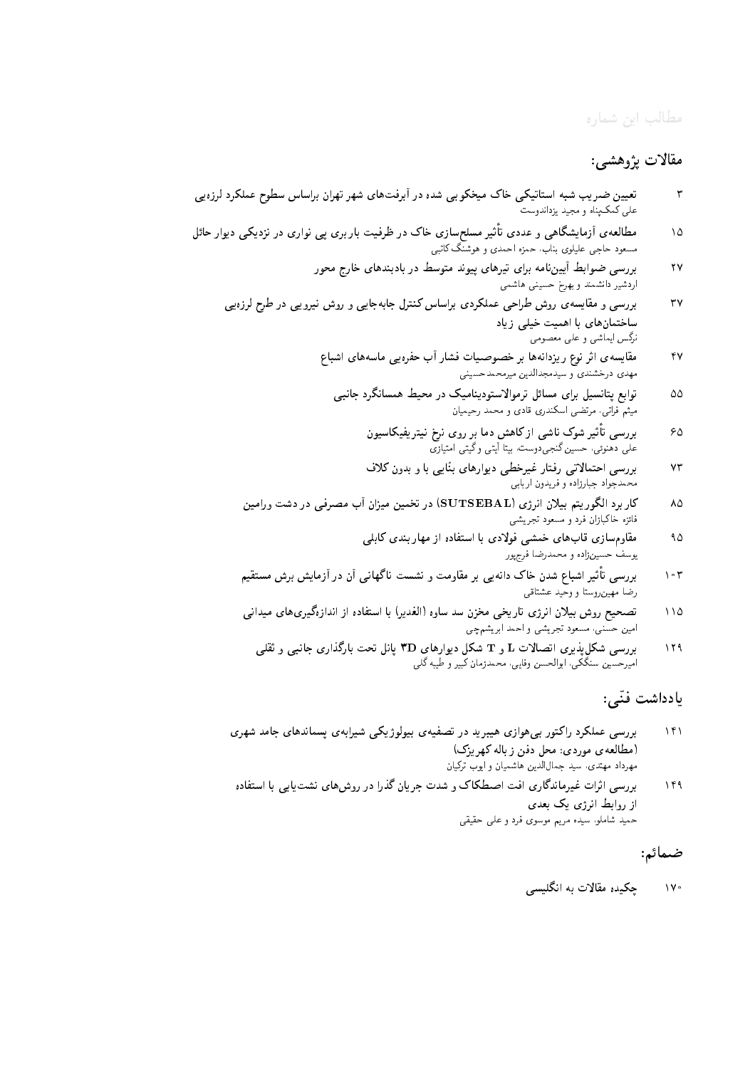مطالب این شماره

## مقالات پژوهشی:

۳ تعیین ضریب شبه استاتیکی خاک میخکوبی شده در آبرفت‌های شهر تهران براساس سطوح عملکرد لرزه‌یی
علی کمک‌پناه و مجید یزداندوست

۱۵ مطالعه‌ی آزمایشگاهی و عددی تأثیر مسلح‌سازی خاک در ظرفیت باربری پی نواری در نزدیکی دیوار حائل
مسعود حاجی علیلوی بناب، حمزه احمدی و هوشنگ کاتبی

۲۷ بررسی ضوابط آیین‌نامه برای تیرهای پیوند متوسط در بادبندهای خارج محور
اردشیر دانشمند و بهرخ حسینی هاشمی

۳۷ بررسی و مقایسه‌ی روش طراحی عملکردی براساس کنترل جابه‌جایی و روش نیرویی در طرح لرزه‌یی ساختمان‌های با اهمیت خیلی زیاد
نرگس ایماشی و علی معصومی

۴۷ مقایسه‌ی اثر نوع ریزدانه‌ها بر خصوصیات فشار آب حفره‌یی ماسه‌های اشباع
مهدی درخشندی و سیدمجدالدین میرمحمدحسینی

۵۵ توابع پتانسیل برای مسائل ترموالاستودینامیک در محیط همسانگرد جانبی
میثم فراتی، مرتضی اسکندری قادی و محمد رحیمیان

۶۵ بررسی تأثیر شوک ناشی از کاهش دما بر روی نرخ نیتریفیکاسیون
علی دهنوئی، حسین گنجی‌دوست، بیتا آیتی و گیتی امتیازی

۷۳ بررسی احتمالاتی رفتار غیرخطی دیوارهای بنایی با و بدون کلاف
محمدجواد جبارزاده و فریدون اربابی

۸۵ کاربرد الگوریتم بیلان انرژی (SUTSEBAL) در تخمین میزان آب مصرفی در دشت ورامین
فائزه خاکبازان فرد و مسعود تجریشی

۹۵ مقاوم‌سازی قاب‌های خمشی فولادی با استفاده از مهاربندی کابلی
یوسف حسین‌زاده و محمدرضا فرج‌پور

۱۰۳ بررسی تأثیر اشباع شدن خاک دانه‌یی بر مقاومت و نشست ناگهانی آن در آزمایش برش مستقیم
رضا مهین‌روستا و وحید عشتاقی

۱۱۵ تصحیح روش بیلان انرژی تاریخی مخزن سد ساوه (الغدیر) با استفاده از اندازه‌گیری‌های میدانی
امین حسنی، مسعود تجریشی و احمد ابریشم‌چی

۱۲۹ بررسی شکل‌پذیری اتصالات L و T شکل دیوارهای 3D پانل تحت بارگذاری جانبی و ثقلی
امیرحسین سنگکی، ابوالحسن وفایی، محمدزمان کبیر و طیبه گلی

## یادداشت فنّی:

۱۴۱ بررسی عملکرد راکتور بی‌هوازی هیبرید در تصفیه‌ی بیولوژیکی شیرابه‌ی پسماندهای جامد شهری (مطالعه‌ی موردی: محل دفن زباله کهریزک)
مهرداد مهتدی، سید جمال‌الدین هاشمیان و ایوب ترکیان

۱۴۹ بررسی اثرات غیرماندگاری افت اصطکاک و شدت جریان گذرا در روش‌های نشت‌یابی با استفاده از روابط انرژی یک بعدی
حمید شاملو، سیده مریم موسوی فرد و علی حقیقی

## ضمائم:

۱۷۰ چکیده مقالات به انگلیسی